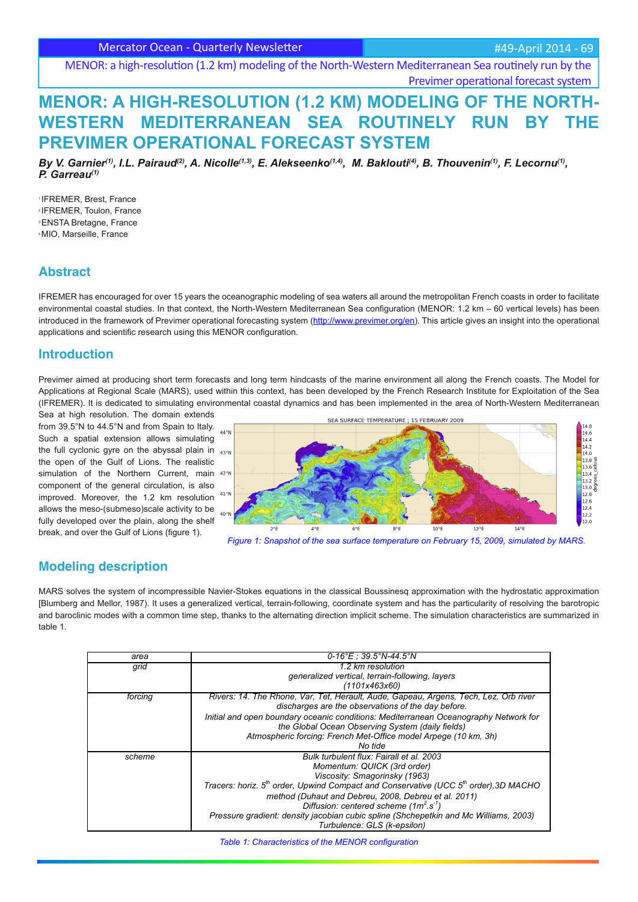# MENOR: A HIGH-RESOLUTION (1.2 KM) MODELING OF THE NORTH-WESTERN MEDITERRANEAN SEA ROUTINELY RUN BY THE PREVIMER OPERATIONAL FORECAST SYSTEM

***By V. Garnier[(1)], I.L. Pairaud[(2)], A. Nicolle[(1,3)], E. Alekseenko[(1,4)], M. Baklouti[(4)], B. Thouvenin[(1)], F. Lecornu[(1)], P. Garreau[(1)]***

[1] IFREMER, Brest, France
[2] IFREMER, Toulon, France
[3] ENSTA Bretagne, France
[4] MIO, Marseille, France

## Abstract

IFREMER has encouraged for over 15 years the oceanographic modeling of sea waters all around the metropolitan French coasts in order to facilitate environmental coastal studies. In that context, the North-Western Mediterranean Sea configuration (MENOR: 1.2 km – 60 vertical levels) has been introduced in the framework of Previmer operational forecasting system (http://www.previmer.org/en). This article gives an insight into the operational applications and scientific research using this MENOR configuration.

## Introduction

Previmer aimed at producing short term forecasts and long term hindcasts of the marine environment all along the French coasts. The Model for Applications at Regional Scale (MARS), used within this context, has been developed by the French Research Institute for Exploitation of the Sea (IFREMER). It is dedicated to simulating environmental coastal dynamics and has been implemented in the area of North-Western Mediterranean Sea at high resolution. The domain extends from 39.5°N to 44.5°N and from Spain to Italy. Such a spatial extension allows simulating the full cyclonic gyre on the abyssal plain in the open of the Gulf of Lions. The realistic simulation of the Northern Current, main component of the general circulation, is also improved. Moreover, the 1.2 km resolution allows the meso-(submeso)scale activity to be fully developed over the plain, along the shelf break, and over the Gulf of Lions (figure 1).

*Figure 1: Snapshot of the sea surface temperature on February 15, 2009, simulated by MARS.*

## Modeling description

MARS solves the system of incompressible Navier-Stokes equations in the classical Boussinesq approximation with the hydrostatic approximation [Blumberg and Mellor, 1987). It uses a generalized vertical, terrain-following, coordinate system and has the particularity of resolving the barotropic and baroclinic modes with a common time step, thanks to the alternating direction implicit scheme. The simulation characteristics are summarized in table 1.

| area | 0-16°E ; 39.5°N-44.5°N |
|---|---|
| grid | 1.2 km resolution<br>generalized vertical, terrain-following, layers<br>(1101x463x60) |
| forcing | Rivers: 14. The Rhone, Var, Tet, Herault, Aude, Gapeau, Argens, Tech, Lez, Orb river discharges are the observations of the day before.<br>Initial and open boundary oceanic conditions: Mediterranean Oceanography Network for the Global Ocean Observing System (daily fields)<br>Atmospheric forcing: French Met-Office model Arpege (10 km, 3h)<br>No tide |
| scheme | Bulk turbulent flux: Fairall et al. 2003<br>Momentum: QUICK (3rd order)<br>Viscosity: Smagorinsky (1963)<br>Tracers: horiz. $5^{th}$ order, Upwind Compact and Conservative (UCC $5^{th}$ order),3D MACHO method (Duhaut and Debreu, 2008, Debreu et al. 2011)<br>Diffusion: centered scheme ($1m^2.s^{-1}$)<br>Pressure gradient: density jacobian cubic spline (Shchepetkin and Mc Williams, 2003)<br>Turbulence: GLS (k-epsilon) |

*Table 1: Characteristics of the MENOR configuration*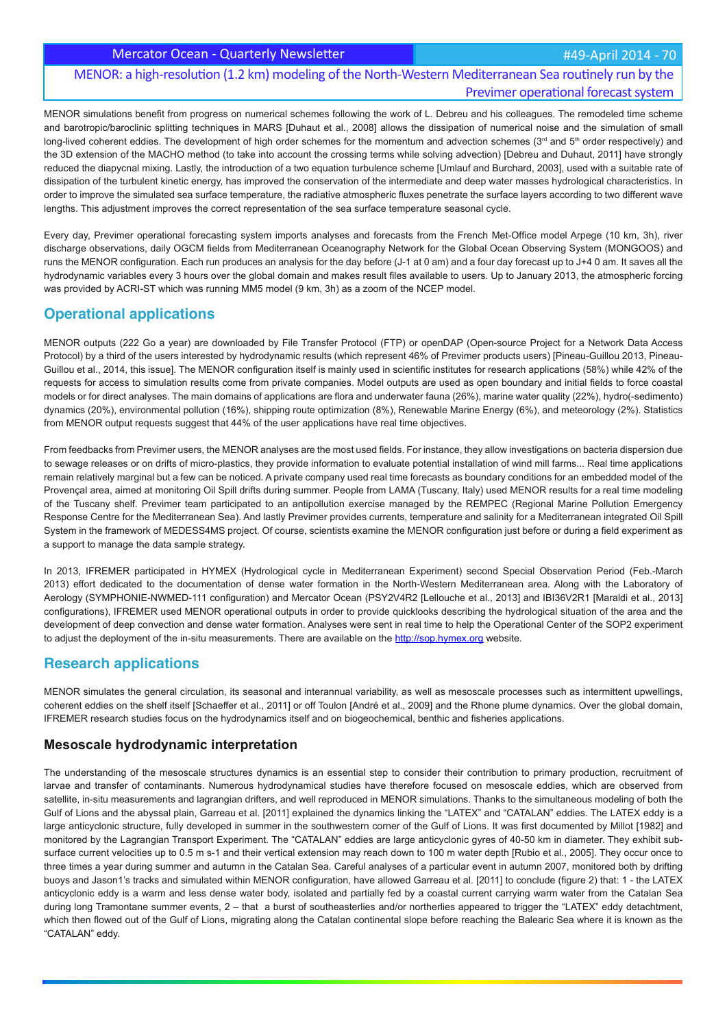MENOR simulations benefit from progress on numerical schemes following the work of L. Debreu and his colleagues. The remodeled time scheme and barotropic/baroclinic splitting techniques in MARS [Duhaut et al., 2008] allows the dissipation of numerical noise and the simulation of small long-lived coherent eddies. The development of high order schemes for the momentum and advection schemes (3rd and 5th order respectively) and the 3D extension of the MACHO method (to take into account the crossing terms while solving advection) [Debreu and Duhaut, 2011] have strongly reduced the diapycnal mixing. Lastly, the introduction of a two equation turbulence scheme [Umlauf and Burchard, 2003], used with a suitable rate of dissipation of the turbulent kinetic energy, has improved the conservation of the intermediate and deep water masses hydrological characteristics. In order to improve the simulated sea surface temperature, the radiative atmospheric fluxes penetrate the surface layers according to two different wave lengths. This adjustment improves the correct representation of the sea surface temperature seasonal cycle.

Every day, Previmer operational forecasting system imports analyses and forecasts from the French Met-Office model Arpege (10 km, 3h), river discharge observations, daily OGCM fields from Mediterranean Oceanography Network for the Global Ocean Observing System (MONGOOS) and runs the MENOR configuration. Each run produces an analysis for the day before (J-1 at 0 am) and a four day forecast up to J+4 0 am. It saves all the hydrodynamic variables every 3 hours over the global domain and makes result files available to users. Up to January 2013, the atmospheric forcing was provided by ACRI-ST which was running MM5 model (9 km, 3h) as a zoom of the NCEP model.

## Operational applications

MENOR outputs (222 Go a year) are downloaded by File Transfer Protocol (FTP) or openDAP (Open-source Project for a Network Data Access Protocol) by a third of the users interested by hydrodynamic results (which represent 46% of Previmer products users) [Pineau-Guillou 2013, Pineau-Guillou et al., 2014, this issue]. The MENOR configuration itself is mainly used in scientific institutes for research applications (58%) while 42% of the requests for access to simulation results come from private companies. Model outputs are used as open boundary and initial fields to force coastal models or for direct analyses. The main domains of applications are flora and underwater fauna (26%), marine water quality (22%), hydro(-sedimento) dynamics (20%), environmental pollution (16%), shipping route optimization (8%), Renewable Marine Energy (6%), and meteorology (2%). Statistics from MENOR output requests suggest that 44% of the user applications have real time objectives.

From feedbacks from Previmer users, the MENOR analyses are the most used fields. For instance, they allow investigations on bacteria dispersion due to sewage releases or on drifts of micro-plastics, they provide information to evaluate potential installation of wind mill farms... Real time applications remain relatively marginal but a few can be noticed. A private company used real time forecasts as boundary conditions for an embedded model of the Provençal area, aimed at monitoring Oil Spill drifts during summer. People from LAMA (Tuscany, Italy) used MENOR results for a real time modeling of the Tuscany shelf. Previmer team participated to an antipollution exercise managed by the REMPEC (Regional Marine Pollution Emergency Response Centre for the Mediterranean Sea). And lastly Previmer provides currents, temperature and salinity for a Mediterranean integrated Oil Spill System in the framework of MEDESS4MS project. Of course, scientists examine the MENOR configuration just before or during a field experiment as a support to manage the data sample strategy.

In 2013, IFREMER participated in HYMEX (Hydrological cycle in Mediterranean Experiment) second Special Observation Period (Feb.-March 2013) effort dedicated to the documentation of dense water formation in the North-Western Mediterranean area. Along with the Laboratory of Aerology (SYMPHONIE-NWMED-111 configuration) and Mercator Ocean (PSY2V4R2 [Lellouche et al., 2013] and IBI36V2R1 [Maraldi et al., 2013] configurations), IFREMER used MENOR operational outputs in order to provide quicklooks describing the hydrological situation of the area and the development of deep convection and dense water formation. Analyses were sent in real time to help the Operational Center of the SOP2 experiment to adjust the deployment of the in-situ measurements. There are available on the http://sop.hymex.org website.

## Research applications

MENOR simulates the general circulation, its seasonal and interannual variability, as well as mesoscale processes such as intermittent upwellings, coherent eddies on the shelf itself [Schaeffer et al., 2011] or off Toulon [André et al., 2009] and the Rhone plume dynamics. Over the global domain, IFREMER research studies focus on the hydrodynamics itself and on biogeochemical, benthic and fisheries applications.

### Mesoscale hydrodynamic interpretation

The understanding of the mesoscale structures dynamics is an essential step to consider their contribution to primary production, recruitment of larvae and transfer of contaminants. Numerous hydrodynamical studies have therefore focused on mesoscale eddies, which are observed from satellite, in-situ measurements and lagrangian drifters, and well reproduced in MENOR simulations. Thanks to the simultaneous modeling of both the Gulf of Lions and the abyssal plain, Garreau et al. [2011] explained the dynamics linking the "LATEX" and "CATALAN" eddies. The LATEX eddy is a large anticyclonic structure, fully developed in summer in the southwestern corner of the Gulf of Lions. It was first documented by Millot [1982] and monitored by the Lagrangian Transport Experiment. The "CATALAN" eddies are large anticyclonic gyres of 40-50 km in diameter. They exhibit sub-surface current velocities up to 0.5 m s-1 and their vertical extension may reach down to 100 m water depth [Rubio et al., 2005]. They occur once to three times a year during summer and autumn in the Catalan Sea. Careful analyses of a particular event in autumn 2007, monitored both by drifting buoys and Jason1's tracks and simulated within MENOR configuration, have allowed Garreau et al. [2011] to conclude (figure 2) that: 1 - the LATEX anticyclonic eddy is a warm and less dense water body, isolated and partially fed by a coastal current carrying warm water from the Catalan Sea during long Tramontane summer events, 2 – that a burst of southeasterlies and/or northerlies appeared to trigger the "LATEX" eddy detachment, which then flowed out of the Gulf of Lions, migrating along the Catalan continental slope before reaching the Balearic Sea where it is known as the "CATALAN" eddy.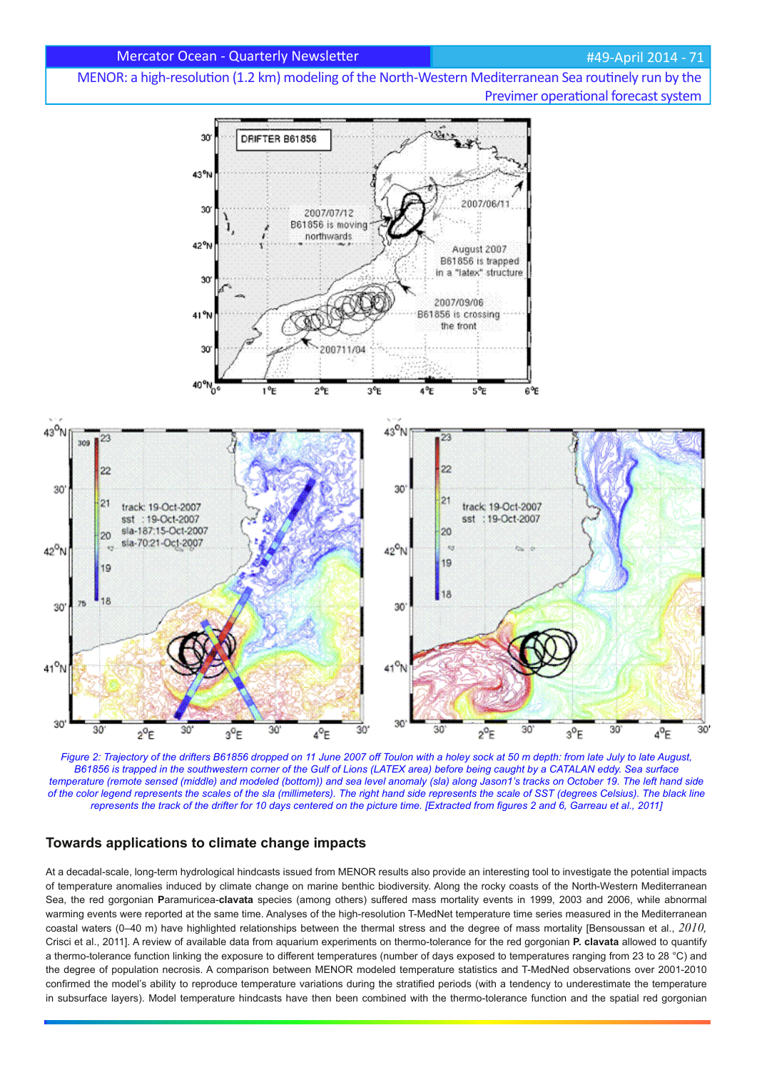*Figure 2: Trajectory of the drifters B61856 dropped on 11 June 2007 off Toulon with a holey sock at 50 m depth: from late July to late August, B61856 is trapped in the southwestern corner of the Gulf of Lions (LATEX area) before being caught by a CATALAN eddy. Sea surface temperature (remote sensed (middle) and modeled (bottom)) and sea level anomaly (sla) along Jason1's tracks on October 19. The left hand side of the color legend represents the scales of the sla (millimeters). The right hand side represents the scale of SST (degrees Celsius). The black line represents the track of the drifter for 10 days centered on the picture time. [Extracted from figures 2 and 6, Garreau et al., 2011]*

## Towards applications to climate change impacts

At a decadal-scale, long-term hydrological hindcasts issued from MENOR results also provide an interesting tool to investigate the potential impacts of temperature anomalies induced by climate change on marine benthic biodiversity. Along the rocky coasts of the North-Western Mediterranean Sea, the red gorgonian **P**aramuricea-**clavata** species (among others) suffered mass mortality events in 1999, 2003 and 2006, while abnormal warming events were reported at the same time. Analyses of the high-resolution T-MedNet temperature time series measured in the Mediterranean coastal waters (0–40 m) have highlighted relationships between the thermal stress and the degree of mass mortality [Bensoussan et al., 2010, Crisci et al., 2011]. A review of available data from aquarium experiments on thermo-tolerance for the red gorgonian **P. clavata** allowed to quantify a thermo-tolerance function linking the exposure to different temperatures (number of days exposed to temperatures ranging from 23 to 28 °C) and the degree of population necrosis. A comparison between MENOR modeled temperature statistics and T-MedNed observations over 2001-2010 confirmed the model's ability to reproduce temperature variations during the stratified periods (with a tendency to underestimate the temperature in subsurface layers). Model temperature hindcasts have then been combined with the thermo-tolerance function and the spatial red gorgonian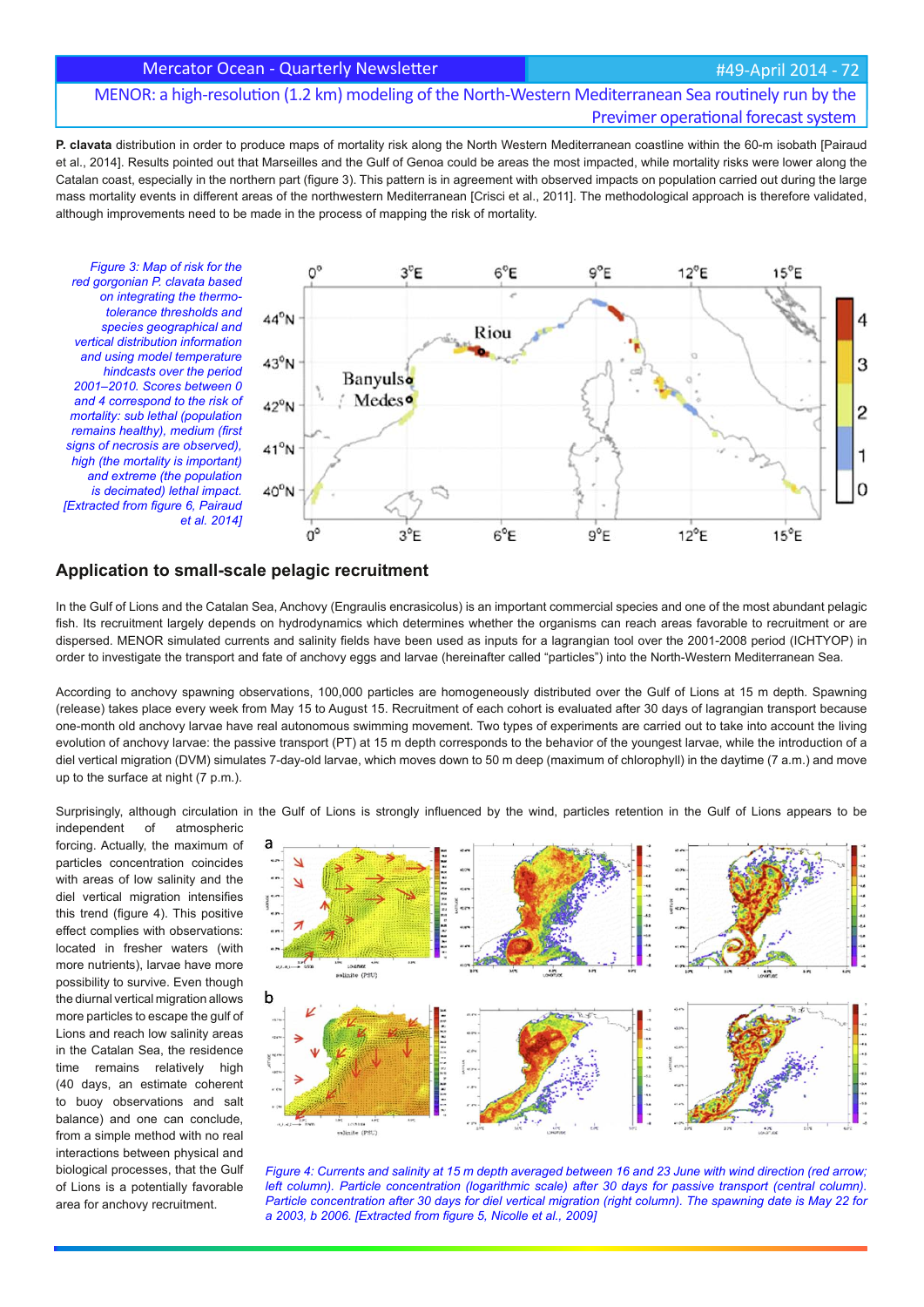**P. clavata** distribution in order to produce maps of mortality risk along the North Western Mediterranean coastline within the 60-m isobath [Pairaud et al., 2014]. Results pointed out that Marseilles and the Gulf of Genoa could be areas the most impacted, while mortality risks were lower along the Catalan coast, especially in the northern part (figure 3). This pattern is in agreement with observed impacts on population carried out during the large mass mortality events in different areas of the northwestern Mediterranean [Crisci et al., 2011]. The methodological approach is therefore validated, although improvements need to be made in the process of mapping the risk of mortality.

*Figure 3: Map of risk for the red gorgonian P. clavata based on integrating the thermo-tolerance thresholds and species geographical and vertical distribution information and using model temperature hindcasts over the period 2001–2010. Scores between 0 and 4 correspond to the risk of mortality: sub lethal (population remains healthy), medium (first signs of necrosis are observed), high (the mortality is important) and extreme (the population is decimated) lethal impact. [Extracted from figure 6, Pairaud et al. 2014]*

## Application to small-scale pelagic recruitment

In the Gulf of Lions and the Catalan Sea, Anchovy (Engraulis encrasicolus) is an important commercial species and one of the most abundant pelagic fish. Its recruitment largely depends on hydrodynamics which determines whether the organisms can reach areas favorable to recruitment or are dispersed. MENOR simulated currents and salinity fields have been used as inputs for a lagrangian tool over the 2001-2008 period (ICHTYOP) in order to investigate the transport and fate of anchovy eggs and larvae (hereinafter called "particles") into the North-Western Mediterranean Sea.

According to anchovy spawning observations, 100,000 particles are homogeneously distributed over the Gulf of Lions at 15 m depth. Spawning (release) takes place every week from May 15 to August 15. Recruitment of each cohort is evaluated after 30 days of lagrangian transport because one-month old anchovy larvae have real autonomous swimming movement. Two types of experiments are carried out to take into account the living evolution of anchovy larvae: the passive transport (PT) at 15 m depth corresponds to the behavior of the youngest larvae, while the introduction of a diel vertical migration (DVM) simulates 7-day-old larvae, which moves down to 50 m deep (maximum of chlorophyll) in the daytime (7 a.m.) and move up to the surface at night (7 p.m.).

Surprisingly, although circulation in the Gulf of Lions is strongly influenced by the wind, particles retention in the Gulf of Lions appears to be independent of atmospheric forcing. Actually, the maximum of particles concentration coincides with areas of low salinity and the diel vertical migration intensifies this trend (figure 4). This positive effect complies with observations: located in fresher waters (with more nutrients), larvae have more possibility to survive. Even though the diurnal vertical migration allows more particles to escape the gulf of Lions and reach low salinity areas in the Catalan Sea, the residence time remains relatively high (40 days, an estimate coherent to buoy observations and salt balance) and one can conclude, from a simple method with no real interactions between physical and biological processes, that the Gulf of Lions is a potentially favorable area for anchovy recruitment.

*Figure 4: Currents and salinity at 15 m depth averaged between 16 and 23 June with wind direction (red arrow; left column). Particle concentration (logarithmic scale) after 30 days for passive transport (central column). Particle concentration after 30 days for diel vertical migration (right column). The spawning date is May 22 for a 2003, b 2006. [Extracted from figure 5, Nicolle et al., 2009]*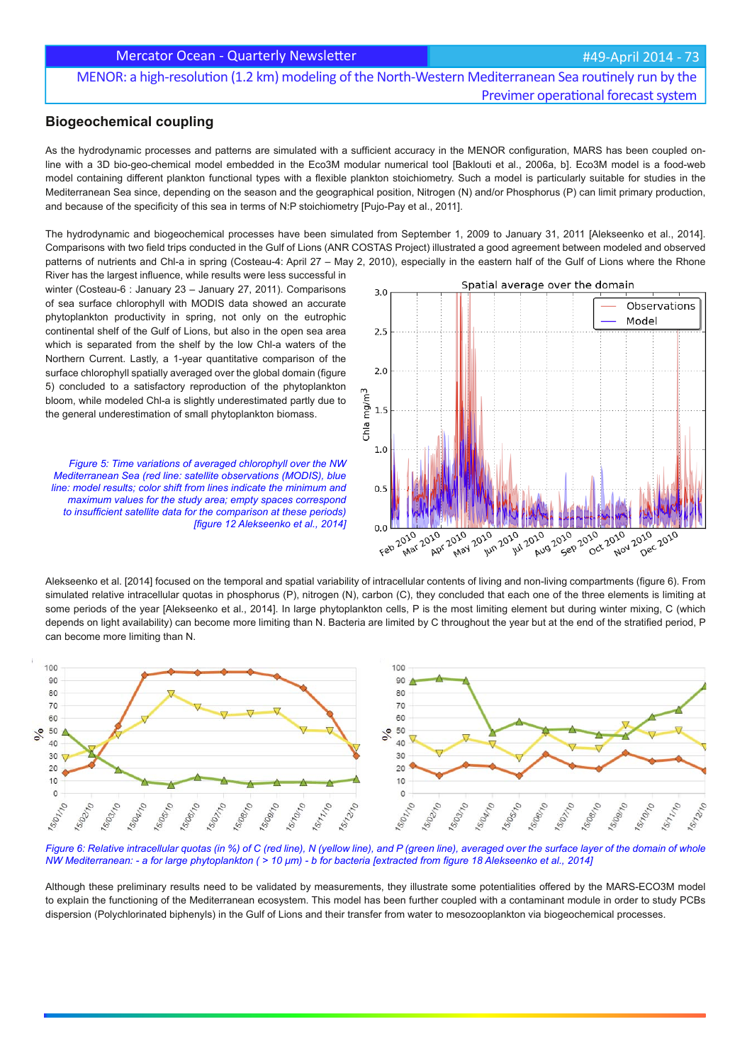## Biogeochemical coupling

As the hydrodynamic processes and patterns are simulated with a sufficient accuracy in the MENOR configuration, MARS has been coupled on-line with a 3D bio-geo-chemical model embedded in the Eco3M modular numerical tool [Baklouti et al., 2006a, b]. Eco3M model is a food-web model containing different plankton functional types with a flexible plankton stoichiometry. Such a model is particularly suitable for studies in the Mediterranean Sea since, depending on the season and the geographical position, Nitrogen (N) and/or Phosphorus (P) can limit primary production, and because of the specificity of this sea in terms of N:P stoichiometry [Pujo-Pay et al., 2011].

The hydrodynamic and biogeochemical processes have been simulated from September 1, 2009 to January 31, 2011 [Alekseenko et al., 2014]. Comparisons with two field trips conducted in the Gulf of Lions (ANR COSTAS Project) illustrated a good agreement between modeled and observed patterns of nutrients and Chl-a in spring (Costeau-4: April 27 – May 2, 2010), especially in the eastern half of the Gulf of Lions where the Rhone River has the largest influence, while results were less successful in winter (Costeau-6 : January 23 – January 27, 2011). Comparisons of sea surface chlorophyll with MODIS data showed an accurate phytoplankton productivity in spring, not only on the eutrophic continental shelf of the Gulf of Lions, but also in the open sea area which is separated from the shelf by the low Chl-a waters of the Northern Current. Lastly, a 1-year quantitative comparison of the surface chlorophyll spatially averaged over the global domain (figure 5) concluded to a satisfactory reproduction of the phytoplankton bloom, while modeled Chl-a is slightly underestimated partly due to the general underestimation of small phytoplankton biomass.

*Figure 5: Time variations of averaged chlorophyll over the NW Mediterranean Sea (red line: satellite observations (MODIS), blue line: model results; color shift from lines indicate the minimum and maximum values for the study area; empty spaces correspond to insufficient satellite data for the comparison at these periods) [figure 12 Alekseenko et al., 2014]*

Alekseenko et al. [2014] focused on the temporal and spatial variability of intracellular contents of living and non-living compartments (figure 6). From simulated relative intracellular quotas in phosphorus (P), nitrogen (N), carbon (C), they concluded that each one of the three elements is limiting at some periods of the year [Alekseenko et al., 2014]. In large phytoplankton cells, P is the most limiting element but during winter mixing, C (which depends on light availability) can become more limiting than N. Bacteria are limited by C throughout the year but at the end of the stratified period, P can become more limiting than N.

*Figure 6: Relative intracellular quotas (in %) of C (red line), N (yellow line), and P (green line), averaged over the surface layer of the domain of whole NW Mediterranean: - a for large phytoplankton ( > 10 µm) - b for bacteria [extracted from figure 18 Alekseenko et al., 2014]*

Although these preliminary results need to be validated by measurements, they illustrate some potentialities offered by the MARS-ECO3M model to explain the functioning of the Mediterranean ecosystem. This model has been further coupled with a contaminant module in order to study PCBs dispersion (Polychlorinated biphenyls) in the Gulf of Lions and their transfer from water to mesozooplankton via biogeochemical processes.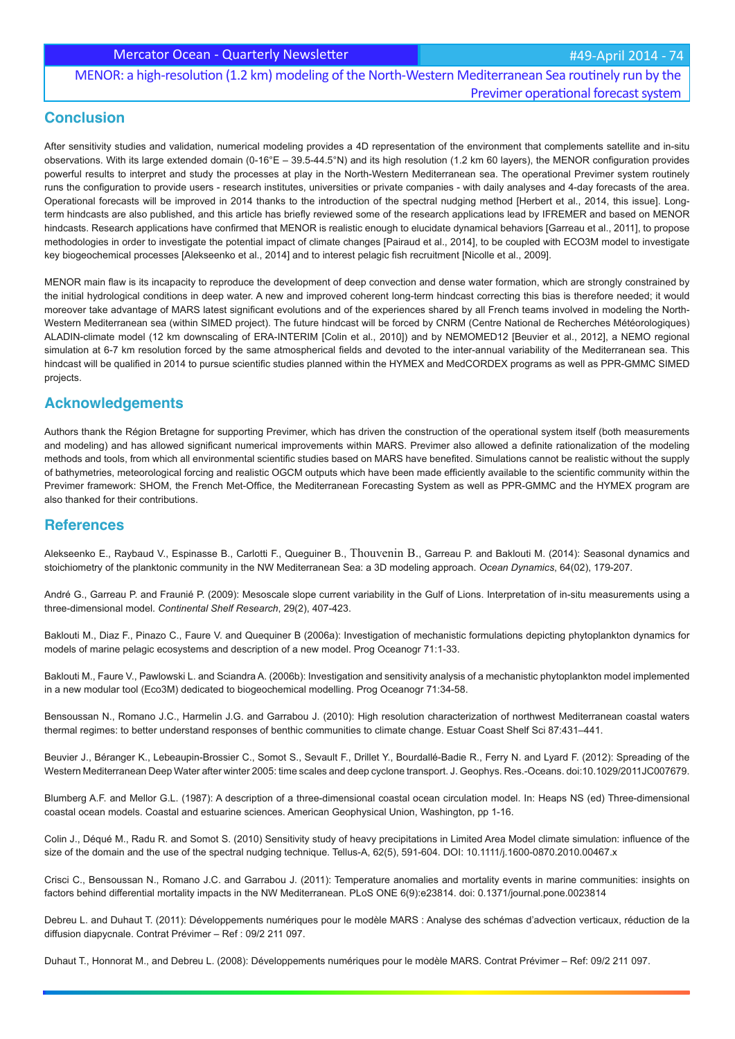## Conclusion

After sensitivity studies and validation, numerical modeling provides a 4D representation of the environment that complements satellite and in-situ observations. With its large extended domain (0-16°E – 39.5-44.5°N) and its high resolution (1.2 km 60 layers), the MENOR configuration provides powerful results to interpret and study the processes at play in the North-Western Mediterranean sea. The operational Previmer system routinely runs the configuration to provide users - research institutes, universities or private companies - with daily analyses and 4-day forecasts of the area. Operational forecasts will be improved in 2014 thanks to the introduction of the spectral nudging method [Herbert et al., 2014, this issue]. Long-term hindcasts are also published, and this article has briefly reviewed some of the research applications lead by IFREMER and based on MENOR hindcasts. Research applications have confirmed that MENOR is realistic enough to elucidate dynamical behaviors [Garreau et al., 2011], to propose methodologies in order to investigate the potential impact of climate changes [Pairaud et al., 2014], to be coupled with ECO3M model to investigate key biogeochemical processes [Alekseenko et al., 2014] and to interest pelagic fish recruitment [Nicolle et al., 2009].

MENOR main flaw is its incapacity to reproduce the development of deep convection and dense water formation, which are strongly constrained by the initial hydrological conditions in deep water. A new and improved coherent long-term hindcast correcting this bias is therefore needed; it would moreover take advantage of MARS latest significant evolutions and of the experiences shared by all French teams involved in modeling the North-Western Mediterranean sea (within SIMED project). The future hindcast will be forced by CNRM (Centre National de Recherches Météorologiques) ALADIN-climate model (12 km downscaling of ERA-INTERIM [Colin et al., 2010]) and by NEMOMED12 [Beuvier et al., 2012], a NEMO regional simulation at 6-7 km resolution forced by the same atmospherical fields and devoted to the inter-annual variability of the Mediterranean sea. This hindcast will be qualified in 2014 to pursue scientific studies planned within the HYMEX and MedCORDEX programs as well as PPR-GMMC SIMED projects.

## Acknowledgements

Authors thank the Région Bretagne for supporting Previmer, which has driven the construction of the operational system itself (both measurements and modeling) and has allowed significant numerical improvements within MARS. Previmer also allowed a definite rationalization of the modeling methods and tools, from which all environmental scientific studies based on MARS have benefited. Simulations cannot be realistic without the supply of bathymetries, meteorological forcing and realistic OGCM outputs which have been made efficiently available to the scientific community within the Previmer framework: SHOM, the French Met-Office, the Mediterranean Forecasting System as well as PPR-GMMC and the HYMEX program are also thanked for their contributions.

## References

Alekseenko E., Raybaud V., Espinasse B., Carlotti F., Queguiner B., Thouvenin B., Garreau P. and Baklouti M. (2014): Seasonal dynamics and stoichiometry of the planktonic community in the NW Mediterranean Sea: a 3D modeling approach. *Ocean Dynamics*, 64(02), 179-207.

André G., Garreau P. and Fraunié P. (2009): Mesoscale slope current variability in the Gulf of Lions. Interpretation of in-situ measurements using a three-dimensional model. *Continental Shelf Research*, 29(2), 407-423.

Baklouti M., Diaz F., Pinazo C., Faure V. and Quequiner B (2006a): Investigation of mechanistic formulations depicting phytoplankton dynamics for models of marine pelagic ecosystems and description of a new model. Prog Oceanogr 71:1-33.

Baklouti M., Faure V., Pawlowski L. and Sciandra A. (2006b): Investigation and sensitivity analysis of a mechanistic phytoplankton model implemented in a new modular tool (Eco3M) dedicated to biogeochemical modelling. Prog Oceanogr 71:34-58.

Bensoussan N., Romano J.C., Harmelin J.G. and Garrabou J. (2010): High resolution characterization of northwest Mediterranean coastal waters thermal regimes: to better understand responses of benthic communities to climate change. Estuar Coast Shelf Sci 87:431–441.

Beuvier J., Béranger K., Lebeaupin-Brossier C., Somot S., Sevault F., Drillet Y., Bourdallé-Badie R., Ferry N. and Lyard F. (2012): Spreading of the Western Mediterranean Deep Water after winter 2005: time scales and deep cyclone transport. J. Geophys. Res.-Oceans. doi:10.1029/2011JC007679.

Blumberg A.F. and Mellor G.L. (1987): A description of a three-dimensional coastal ocean circulation model. In: Heaps NS (ed) Three-dimensional coastal ocean models. Coastal and estuarine sciences. American Geophysical Union, Washington, pp 1-16.

Colin J., Déqué M., Radu R. and Somot S. (2010) Sensitivity study of heavy precipitations in Limited Area Model climate simulation: influence of the size of the domain and the use of the spectral nudging technique. Tellus-A, 62(5), 591-604. DOI: 10.1111/j.1600-0870.2010.00467.x

Crisci C., Bensoussan N., Romano J.C. and Garrabou J. (2011): Temperature anomalies and mortality events in marine communities: insights on factors behind differential mortality impacts in the NW Mediterranean. PLoS ONE 6(9):e23814. doi: 0.1371/journal.pone.0023814

Debreu L. and Duhaut T. (2011): Développements numériques pour le modèle MARS : Analyse des schémas d'advection verticaux, réduction de la diffusion diapycnale. Contrat Prévimer – Ref : 09/2 211 097.

Duhaut T., Honnorat M., and Debreu L. (2008): Développements numériques pour le modèle MARS. Contrat Prévimer – Ref: 09/2 211 097.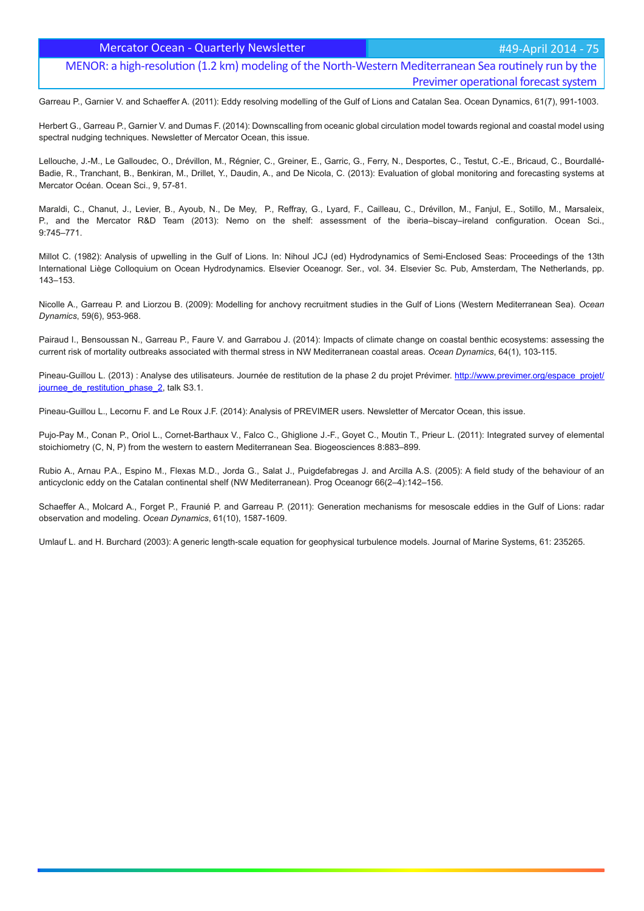Garreau P., Garnier V. and Schaeffer A. (2011): Eddy resolving modelling of the Gulf of Lions and Catalan Sea. Ocean Dynamics, 61(7), 991-1003.

Herbert G., Garreau P., Garnier V. and Dumas F. (2014): Downscalling from oceanic global circulation model towards regional and coastal model using spectral nudging techniques. Newsletter of Mercator Ocean, this issue.

Lellouche, J.-M., Le Galloudec, O., Drévillon, M., Régnier, C., Greiner, E., Garric, G., Ferry, N., Desportes, C., Testut, C.-E., Bricaud, C., Bourdallé-Badie, R., Tranchant, B., Benkiran, M., Drillet, Y., Daudin, A., and De Nicola, C. (2013): Evaluation of global monitoring and forecasting systems at Mercator Océan. Ocean Sci., 9, 57-81.

Maraldi, C., Chanut, J., Levier, B., Ayoub, N., De Mey, P., Reffray, G., Lyard, F., Cailleau, C., Drévillon, M., Fanjul, E., Sotillo, M., Marsaleix, P., and the Mercator R&D Team (2013): Nemo on the shelf: assessment of the iberia–biscay–ireland configuration. Ocean Sci., 9:745–771.

Millot C. (1982): Analysis of upwelling in the Gulf of Lions. In: Nihoul JCJ (ed) Hydrodynamics of Semi-Enclosed Seas: Proceedings of the 13th International Liège Colloquium on Ocean Hydrodynamics. Elsevier Oceanogr. Ser., vol. 34. Elsevier Sc. Pub, Amsterdam, The Netherlands, pp. 143–153.

Nicolle A., Garreau P. and Liorzou B. (2009): Modelling for anchovy recruitment studies in the Gulf of Lions (Western Mediterranean Sea). *Ocean Dynamics*, 59(6), 953-968.

Pairaud I., Bensoussan N., Garreau P., Faure V. and Garrabou J. (2014): Impacts of climate change on coastal benthic ecosystems: assessing the current risk of mortality outbreaks associated with thermal stress in NW Mediterranean coastal areas. *Ocean Dynamics*, 64(1), 103-115.

Pineau-Guillou L. (2013) : Analyse des utilisateurs. Journée de restitution de la phase 2 du projet Prévimer. http://www.previmer.org/espace_projet/journee_de_restitution_phase_2, talk S3.1.

Pineau-Guillou L., Lecornu F. and Le Roux J.F. (2014): Analysis of PREVIMER users. Newsletter of Mercator Ocean, this issue.

Pujo-Pay M., Conan P., Oriol L., Cornet-Barthaux V., Falco C., Ghiglione J.-F., Goyet C., Moutin T., Prieur L. (2011): Integrated survey of elemental stoichiometry (C, N, P) from the western to eastern Mediterranean Sea. Biogeosciences 8:883–899.

Rubio A., Arnau P.A., Espino M., Flexas M.D., Jorda G., Salat J., Puigdefabregas J. and Arcilla A.S. (2005): A field study of the behaviour of an anticyclonic eddy on the Catalan continental shelf (NW Mediterranean). Prog Oceanogr 66(2–4):142–156.

Schaeffer A., Molcard A., Forget P., Fraunié P. and Garreau P. (2011): Generation mechanisms for mesoscale eddies in the Gulf of Lions: radar observation and modeling. *Ocean Dynamics*, 61(10), 1587-1609.

Umlauf L. and H. Burchard (2003): A generic length-scale equation for geophysical turbulence models. Journal of Marine Systems, 61: 235265.